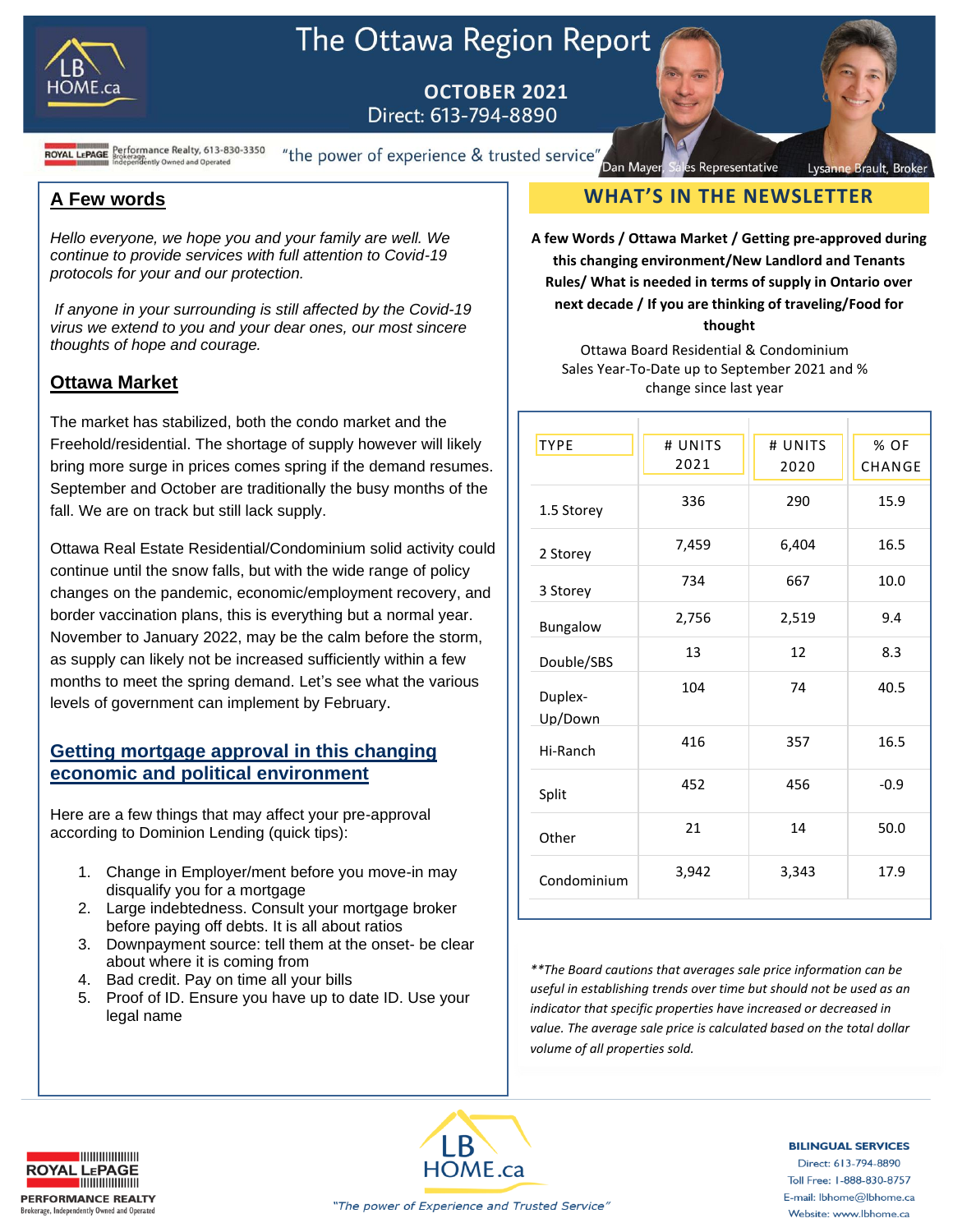# The Ottawa Region Report

**OCTOBER 2021**
Direct: 613-794-8890

ROYAL LEPAGE Performance Realty, 613-830-3350 Brokerage, Independently Owned and Operated

"the power of experience & trusted service"

Dan Mayer, Sales Representative — Lysanne Brault, Broker

## A Few words

*Hello everyone, we hope you and your family are well. We continue to provide services with full attention to Covid-19 protocols for your and our protection.*

*If anyone in your surrounding is still affected by the Covid-19 virus we extend to you and your dear ones, our most sincere thoughts of hope and courage.*

## Ottawa Market

The market has stabilized, both the condo market and the Freehold/residential. The shortage of supply however will likely bring more surge in prices comes spring if the demand resumes. September and October are traditionally the busy months of the fall. We are on track but still lack supply.

Ottawa Real Estate Residential/Condominium solid activity could continue until the snow falls, but with the wide range of policy changes on the pandemic, economic/employment recovery, and border vaccination plans, this is everything but a normal year. November to January 2022, may be the calm before the storm, as supply can likely not be increased sufficiently within a few months to meet the spring demand. Let's see what the various levels of government can implement by February.

## Getting mortgage approval in this changing economic and political environment

Here are a few things that may affect your pre-approval according to Dominion Lending (quick tips):

1. Change in Employer/ment before you move-in may disqualify you for a mortgage
2. Large indebtedness. Consult your mortgage broker before paying off debts. It is all about ratios
3. Downpayment source: tell them at the onset- be clear about where it is coming from
4. Bad credit. Pay on time all your bills
5. Proof of ID. Ensure you have up to date ID. Use your legal name

## WHAT'S IN THE NEWSLETTER

**A few Words / Ottawa Market / Getting pre-approved during this changing environment/New Landlord and Tenants Rules/ What is needed in terms of supply in Ontario over next decade / If you are thinking of traveling/Food for thought**

Ottawa Board Residential & Condominium Sales Year-To-Date up to September 2021 and % change since last year

| TYPE | # UNITS 2021 | # UNITS 2020 | % OF CHANGE |
|---|---|---|---|
| 1.5 Storey | 336 | 290 | 15.9 |
| 2 Storey | 7,459 | 6,404 | 16.5 |
| 3 Storey | 734 | 667 | 10.0 |
| Bungalow | 2,756 | 2,519 | 9.4 |
| Double/SBS | 13 | 12 | 8.3 |
| Duplex-Up/Down | 104 | 74 | 40.5 |
| Hi-Ranch | 416 | 357 | 16.5 |
| Split | 452 | 456 | -0.9 |
| Other | 21 | 14 | 50.0 |
| Condominium | 3,942 | 3,343 | 17.9 |

*\*\*The Board cautions that averages sale price information can be useful in establishing trends over time but should not be used as an indicator that specific properties have increased or decreased in value. The average sale price is calculated based on the total dollar volume of all properties sold.*

ROYAL LEPAGE PERFORMANCE REALTY Brokerage, Independently Owned and Operated

LB HOME.ca — *"The power of Experience and Trusted Service"*

**BILINGUAL SERVICES**
Direct: 613-794-8890
Toll Free: 1-888-830-8757
E-mail: lbhome@lbhome.ca
Website: www.lbhome.ca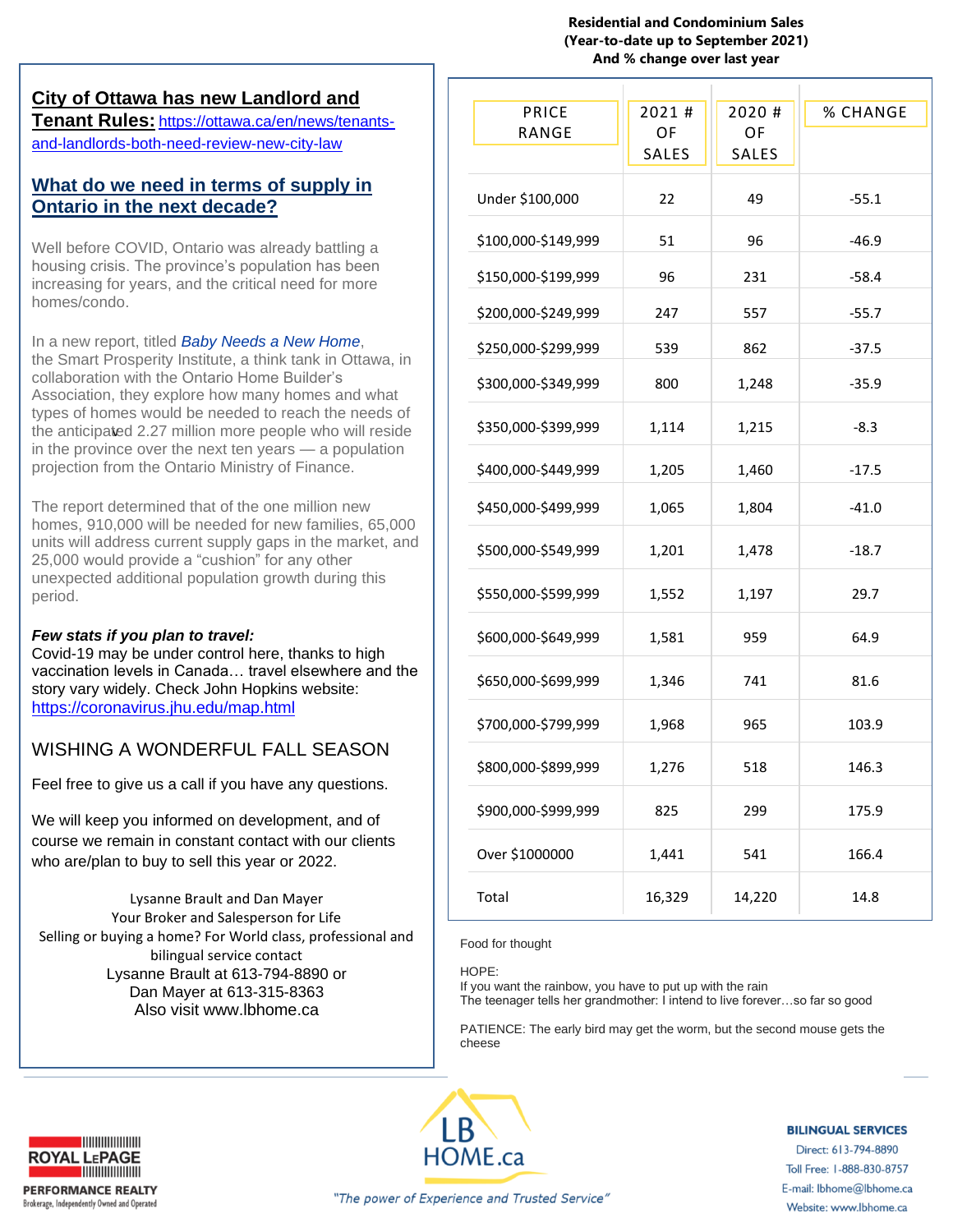## City of Ottawa has new Landlord and Tenant Rules: https://ottawa.ca/en/news/tenants-and-landlords-both-need-review-new-city-law

## What do we need in terms of supply in Ontario in the next decade?

Well before COVID, Ontario was already battling a housing crisis. The province's population has been increasing for years, and the critical need for more homes/condo.

In a new report, titled *Baby Needs a New Home*, the Smart Prosperity Institute, a think tank in Ottawa, in collaboration with the Ontario Home Builder's Association, they explore how many homes and what types of homes would be needed to reach the needs of the anticipated 2.27 million more people who will reside in the province over the next ten years — a population projection from the Ontario Ministry of Finance.

The report determined that of the one million new homes, 910,000 will be needed for new families, 65,000 units will address current supply gaps in the market, and 25,000 would provide a "cushion" for any other unexpected additional population growth during this period.

***Few stats if you plan to travel:***
Covid-19 may be under control here, thanks to high vaccination levels in Canada… travel elsewhere and the story vary widely. Check John Hopkins website: https://coronavirus.jhu.edu/map.html

WISHING A WONDERFUL FALL SEASON

Feel free to give us a call if you have any questions.

We will keep you informed on development, and of course we remain in constant contact with our clients who are/plan to buy to sell this year or 2022.

Lysanne Brault and Dan Mayer
Your Broker and Salesperson for Life
Selling or buying a home? For World class, professional and bilingual service contact
Lysanne Brault at 613-794-8890 or
Dan Mayer at 613-315-8363
Also visit www.lbhome.ca

**Residential and Condominium Sales (Year-to-date up to September 2021) And % change over last year**

| PRICE RANGE | 2021 # OF SALES | 2020 # OF SALES | % CHANGE |
|---|---|---|---|
| Under $100,000 | 22 | 49 | -55.1 |
| $100,000-$149,999 | 51 | 96 | -46.9 |
| $150,000-$199,999 | 96 | 231 | -58.4 |
| $200,000-$249,999 | 247 | 557 | -55.7 |
| $250,000-$299,999 | 539 | 862 | -37.5 |
| $300,000-$349,999 | 800 | 1,248 | -35.9 |
| $350,000-$399,999 | 1,114 | 1,215 | -8.3 |
| $400,000-$449,999 | 1,205 | 1,460 | -17.5 |
| $450,000-$499,999 | 1,065 | 1,804 | -41.0 |
| $500,000-$549,999 | 1,201 | 1,478 | -18.7 |
| $550,000-$599,999 | 1,552 | 1,197 | 29.7 |
| $600,000-$649,999 | 1,581 | 959 | 64.9 |
| $650,000-$699,999 | 1,346 | 741 | 81.6 |
| $700,000-$799,999 | 1,968 | 965 | 103.9 |
| $800,000-$899,999 | 1,276 | 518 | 146.3 |
| $900,000-$999,999 | 825 | 299 | 175.9 |
| Over $1000000 | 1,441 | 541 | 166.4 |
| Total | 16,329 | 14,220 | 14.8 |

Food for thought

HOPE:
If you want the rainbow, you have to put up with the rain
The teenager tells her grandmother: I intend to live forever…so far so good

PATIENCE: The early bird may get the worm, but the second mouse gets the cheese

ROYAL LEPAGE
PERFORMANCE REALTY
Brokerage, Independently Owned and Operated

LB HOME.ca
"The power of Experience and Trusted Service"

BILINGUAL SERVICES
Direct: 613-794-8890
Toll Free: 1-888-830-8757
E-mail: lbhome@lbhome.ca
Website: www.lbhome.ca